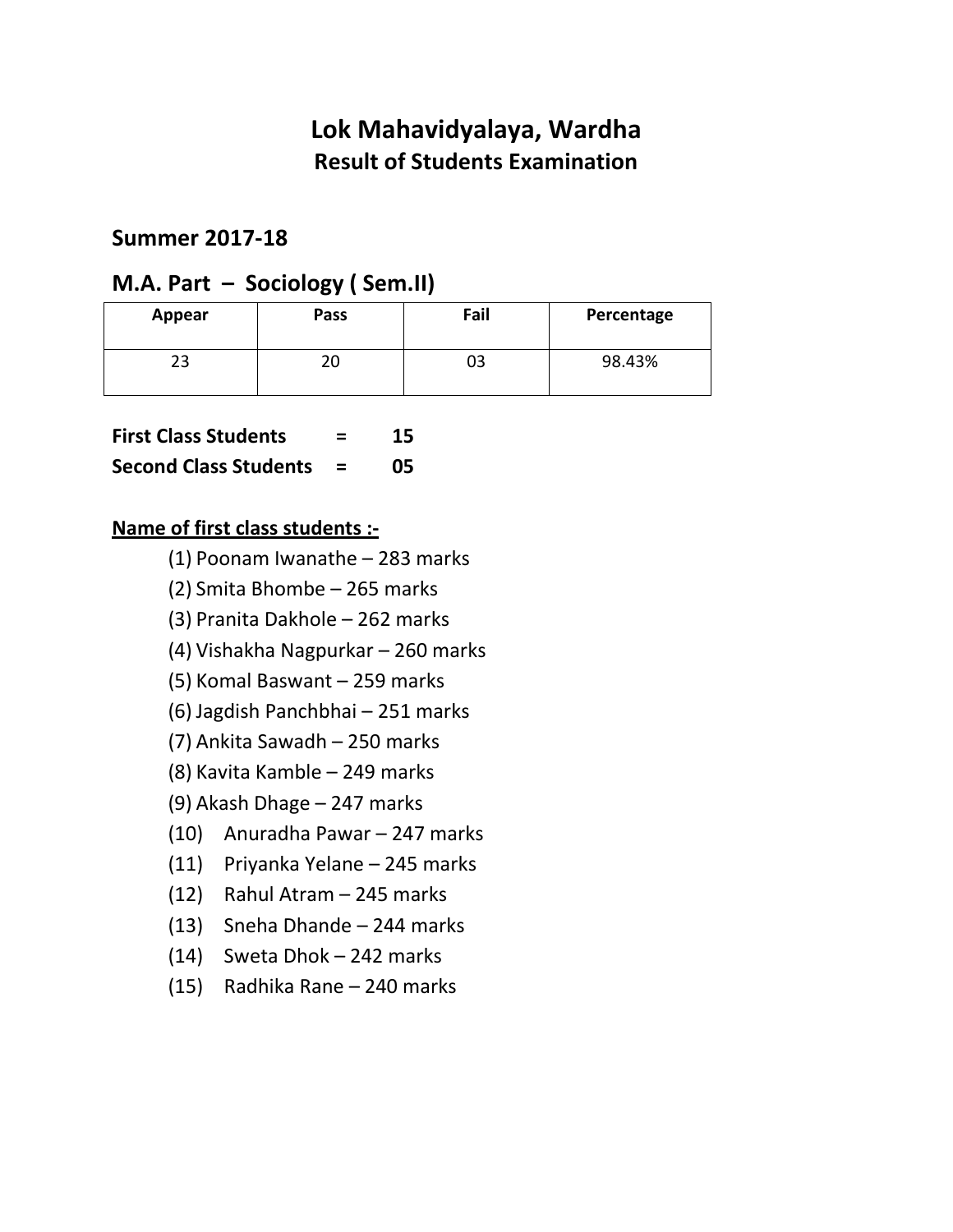# Lok Mahavidyalaya, Wardha

## Result of Students Examination

### Summer 2017-18

### M.A. Part – Sociology ( Sem.II)

| Appear | Pass | Fail | Percentage |
|---|---|---|---|
| 23 | 20 | 03 | 98.43% |

**First Class Students = 15**

**Second Class Students = 05**

**<u>Name of first class students :-</u>**

(1) Poonam Iwanathe – 283 marks
(2) Smita Bhombe – 265 marks
(3) Pranita Dakhole – 262 marks
(4) Vishakha Nagpurkar – 260 marks
(5) Komal Baswant – 259 marks
(6) Jagdish Panchbhai – 251 marks
(7) Ankita Sawadh – 250 marks
(8) Kavita Kamble – 249 marks
(9) Akash Dhage – 247 marks
(10) Anuradha Pawar – 247 marks
(11) Priyanka Yelane – 245 marks
(12) Rahul Atram – 245 marks
(13) Sneha Dhande – 244 marks
(14) Sweta Dhok – 242 marks
(15) Radhika Rane – 240 marks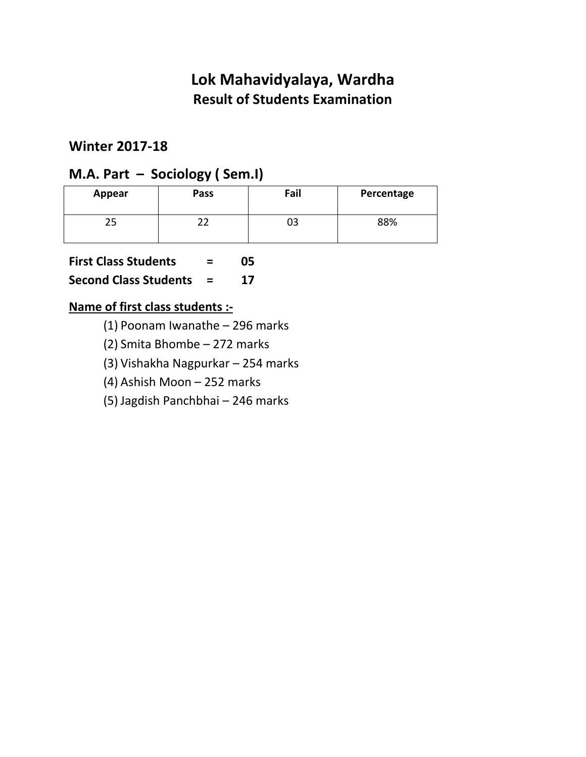# Lok Mahavidyalaya, Wardha

## Result of Students Examination

### Winter 2017-18

### M.A. Part – Sociology ( Sem.I)

| Appear | Pass | Fail | Percentage |
|---|---|---|---|
| 25 | 22 | 03 | 88% |

**First Class Students = 05**

**Second Class Students = 17**

**Name of first class students :-**

(1) Poonam Iwanathe – 296 marks

(2) Smita Bhombe – 272 marks

(3) Vishakha Nagpurkar – 254 marks

(4) Ashish Moon – 252 marks

(5) Jagdish Panchbhai – 246 marks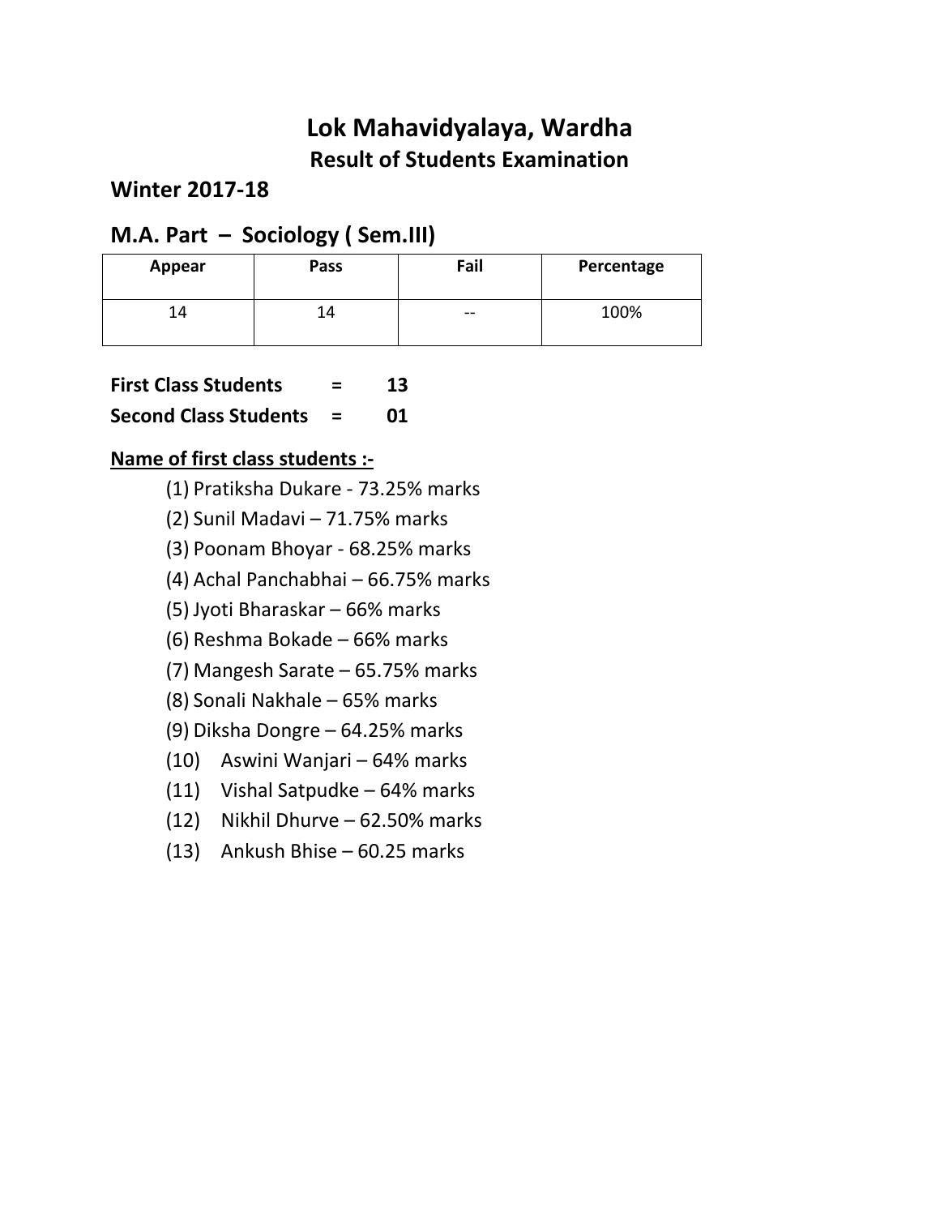# Lok Mahavidyalaya, Wardha

## Result of Students Examination

### Winter 2017-18

### M.A. Part – Sociology ( Sem.III)

| Appear | Pass | Fail | Percentage |
|---|---|---|---|
| 14 | 14 | -- | 100% |

**First Class Students = 13**

**Second Class Students = 01**

**Name of first class students :-**

(1) Pratiksha Dukare - 73.25% marks
(2) Sunil Madavi – 71.75% marks
(3) Poonam Bhoyar - 68.25% marks
(4) Achal Panchabhai – 66.75% marks
(5) Jyoti Bharaskar – 66% marks
(6) Reshma Bokade – 66% marks
(7) Mangesh Sarate – 65.75% marks
(8) Sonali Nakhale – 65% marks
(9) Diksha Dongre – 64.25% marks
(10) Aswini Wanjari – 64% marks
(11) Vishal Satpudke – 64% marks
(12) Nikhil Dhurve – 62.50% marks
(13) Ankush Bhise – 60.25 marks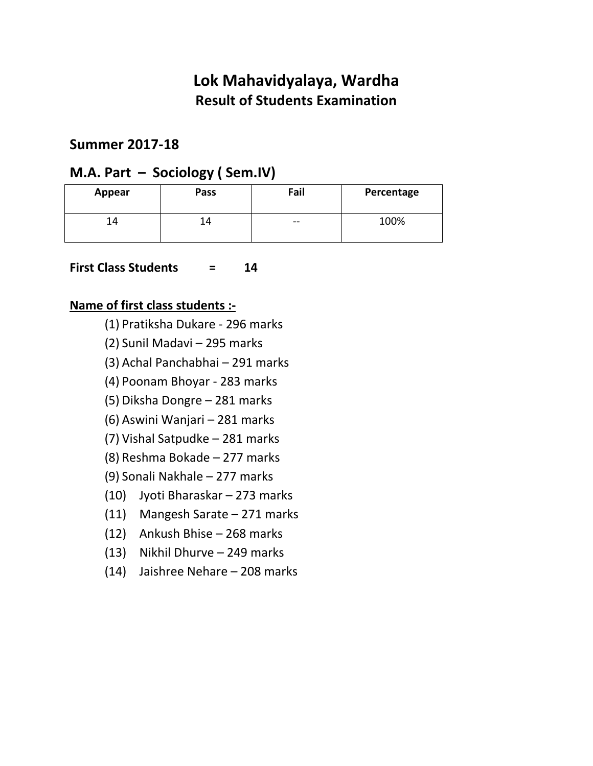# Lok Mahavidyalaya, Wardha

## Result of Students Examination

### Summer 2017-18

### M.A. Part – Sociology ( Sem.IV)

| Appear | Pass | Fail | Percentage |
|---|---|---|---|
| 14 | 14 | -- | 100% |

**First Class Students = 14**

**Name of first class students :-**

(1) Pratiksha Dukare - 296 marks
(2) Sunil Madavi – 295 marks
(3) Achal Panchabhai – 291 marks
(4) Poonam Bhoyar - 283 marks
(5) Diksha Dongre – 281 marks
(6) Aswini Wanjari – 281 marks
(7) Vishal Satpudke – 281 marks
(8) Reshma Bokade – 277 marks
(9) Sonali Nakhale – 277 marks
(10) Jyoti Bharaskar – 273 marks
(11) Mangesh Sarate – 271 marks
(12) Ankush Bhise – 268 marks
(13) Nikhil Dhurve – 249 marks
(14) Jaishree Nehare – 208 marks